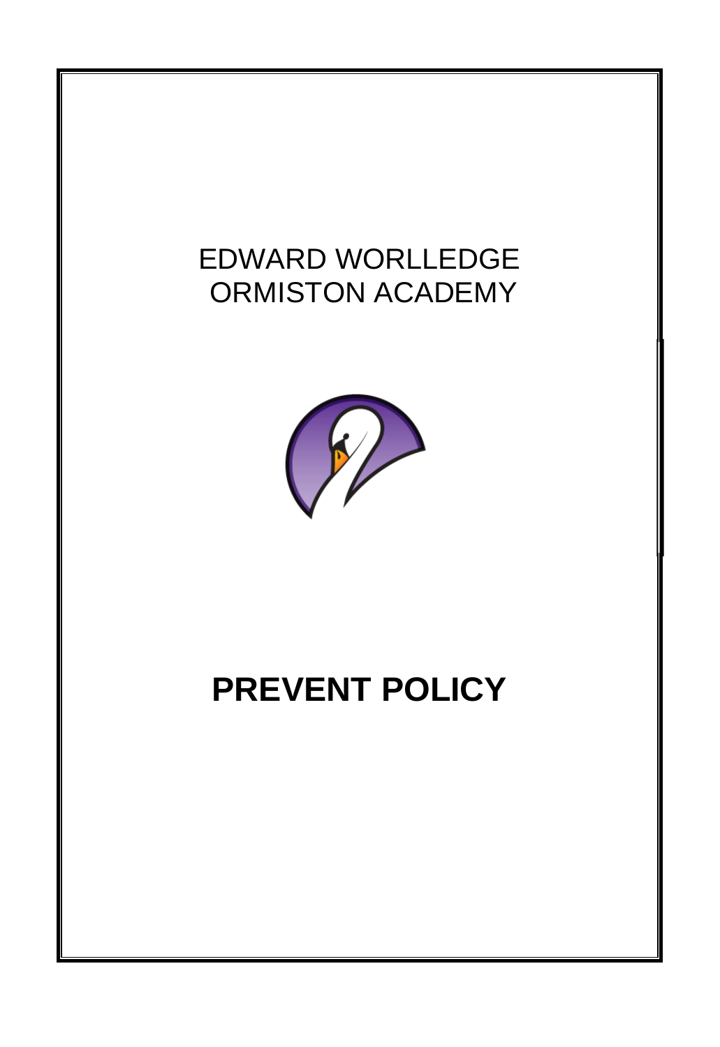EDWARD WORLLEDGE
ORMISTON ACADEMY

# PREVENT POLICY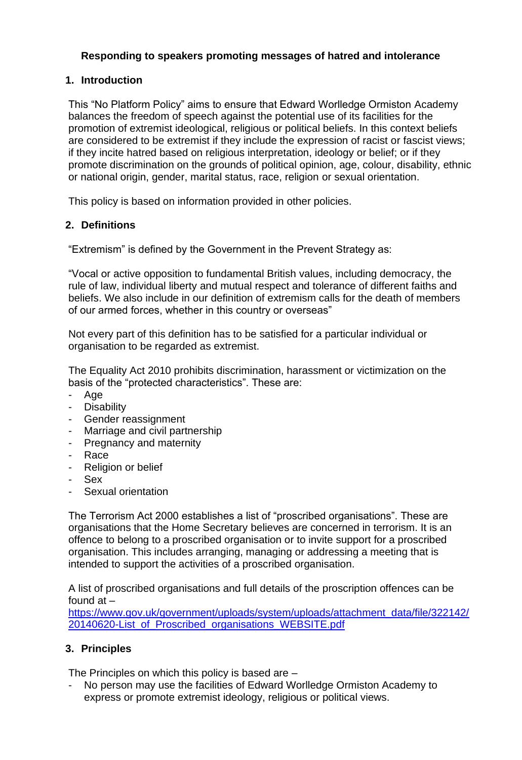**Responding to speakers promoting messages of hatred and intolerance**

## 1. Introduction

This "No Platform Policy" aims to ensure that Edward Worlledge Ormiston Academy balances the freedom of speech against the potential use of its facilities for the promotion of extremist ideological, religious or political beliefs. In this context beliefs are considered to be extremist if they include the expression of racist or fascist views; if they incite hatred based on religious interpretation, ideology or belief; or if they promote discrimination on the grounds of political opinion, age, colour, disability, ethnic or national origin, gender, marital status, race, religion or sexual orientation.

This policy is based on information provided in other policies.

## 2. Definitions

"Extremism" is defined by the Government in the Prevent Strategy as:

"Vocal or active opposition to fundamental British values, including democracy, the rule of law, individual liberty and mutual respect and tolerance of different faiths and beliefs. We also include in our definition of extremism calls for the death of members of our armed forces, whether in this country or overseas"

Not every part of this definition has to be satisfied for a particular individual or organisation to be regarded as extremist.

The Equality Act 2010 prohibits discrimination, harassment or victimization on the basis of the "protected characteristics". These are:

- Age
- Disability
- Gender reassignment
- Marriage and civil partnership
- Pregnancy and maternity
- Race
- Religion or belief
- Sex
- Sexual orientation

The Terrorism Act 2000 establishes a list of "proscribed organisations". These are organisations that the Home Secretary believes are concerned in terrorism. It is an offence to belong to a proscribed organisation or to invite support for a proscribed organisation. This includes arranging, managing or addressing a meeting that is intended to support the activities of a proscribed organisation.

A list of proscribed organisations and full details of the proscription offences can be found at – [https://www.gov.uk/government/uploads/system/uploads/attachment_data/file/322142/20140620-List_of_Proscribed_organisations_WEBSITE.pdf](https://www.gov.uk/government/uploads/system/uploads/attachment_data/file/322142/20140620-List_of_Proscribed_organisations_WEBSITE.pdf)

## 3. Principles

The Principles on which this policy is based are –

- No person may use the facilities of Edward Worlledge Ormiston Academy to express or promote extremist ideology, religious or political views.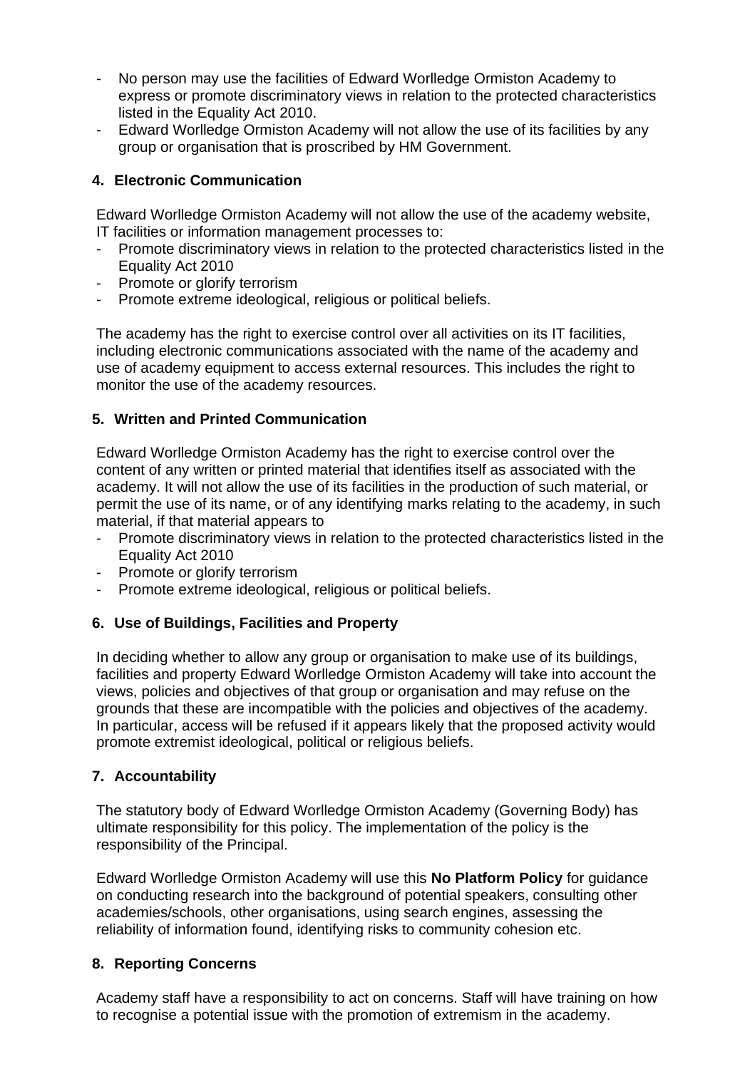- No person may use the facilities of Edward Worlledge Ormiston Academy to express or promote discriminatory views in relation to the protected characteristics listed in the Equality Act 2010.
- Edward Worlledge Ormiston Academy will not allow the use of its facilities by any group or organisation that is proscribed by HM Government.

## 4. Electronic Communication

Edward Worlledge Ormiston Academy will not allow the use of the academy website, IT facilities or information management processes to:

- Promote discriminatory views in relation to the protected characteristics listed in the Equality Act 2010
- Promote or glorify terrorism
- Promote extreme ideological, religious or political beliefs.

The academy has the right to exercise control over all activities on its IT facilities, including electronic communications associated with the name of the academy and use of academy equipment to access external resources. This includes the right to monitor the use of the academy resources.

## 5. Written and Printed Communication

Edward Worlledge Ormiston Academy has the right to exercise control over the content of any written or printed material that identifies itself as associated with the academy. It will not allow the use of its facilities in the production of such material, or permit the use of its name, or of any identifying marks relating to the academy, in such material, if that material appears to

- Promote discriminatory views in relation to the protected characteristics listed in the Equality Act 2010
- Promote or glorify terrorism
- Promote extreme ideological, religious or political beliefs.

## 6. Use of Buildings, Facilities and Property

In deciding whether to allow any group or organisation to make use of its buildings, facilities and property Edward Worlledge Ormiston Academy will take into account the views, policies and objectives of that group or organisation and may refuse on the grounds that these are incompatible with the policies and objectives of the academy. In particular, access will be refused if it appears likely that the proposed activity would promote extremist ideological, political or religious beliefs.

## 7. Accountability

The statutory body of Edward Worlledge Ormiston Academy (Governing Body) has ultimate responsibility for this policy. The implementation of the policy is the responsibility of the Principal.

Edward Worlledge Ormiston Academy will use this **No Platform Policy** for guidance on conducting research into the background of potential speakers, consulting other academies/schools, other organisations, using search engines, assessing the reliability of information found, identifying risks to community cohesion etc.

## 8. Reporting Concerns

Academy staff have a responsibility to act on concerns. Staff will have training on how to recognise a potential issue with the promotion of extremism in the academy.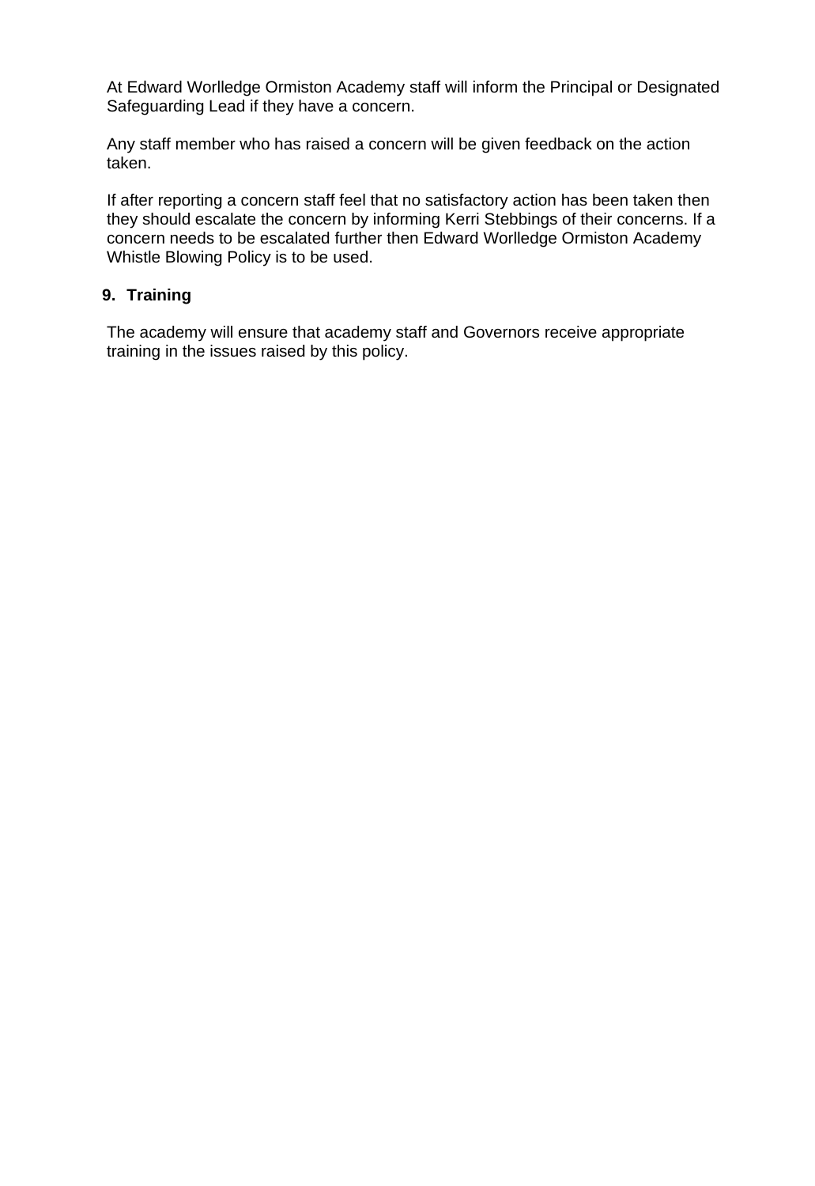At Edward Worlledge Ormiston Academy staff will inform the Principal or Designated Safeguarding Lead if they have a concern.

Any staff member who has raised a concern will be given feedback on the action taken.

If after reporting a concern staff feel that no satisfactory action has been taken then they should escalate the concern by informing Kerri Stebbings of their concerns. If a concern needs to be escalated further then Edward Worlledge Ormiston Academy Whistle Blowing Policy is to be used.

## 9. Training

The academy will ensure that academy staff and Governors receive appropriate training in the issues raised by this policy.